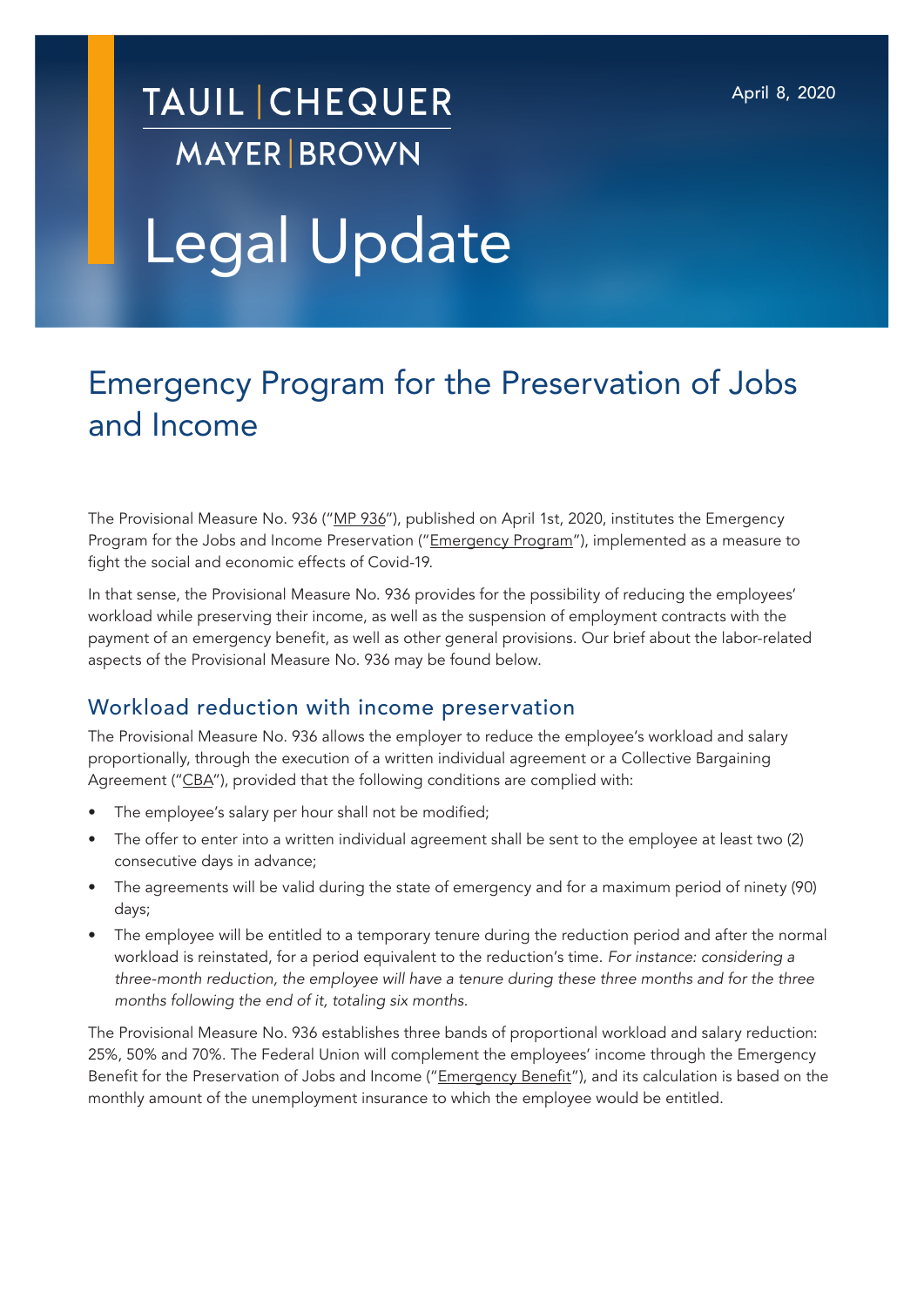TAUIL | CHEQUER
MAYER | BROWN

April 8, 2020

# Legal Update

## Emergency Program for the Preservation of Jobs and Income

The Provisional Measure No. 936 ("MP 936"), published on April 1st, 2020, institutes the Emergency Program for the Jobs and Income Preservation ("Emergency Program"), implemented as a measure to fight the social and economic effects of Covid-19.

In that sense, the Provisional Measure No. 936 provides for the possibility of reducing the employees' workload while preserving their income, as well as the suspension of employment contracts with the payment of an emergency benefit, as well as other general provisions. Our brief about the labor-related aspects of the Provisional Measure No. 936 may be found below.

### Workload reduction with income preservation

The Provisional Measure No. 936 allows the employer to reduce the employee's workload and salary proportionally, through the execution of a written individual agreement or a Collective Bargaining Agreement ("CBA"), provided that the following conditions are complied with:

- The employee's salary per hour shall not be modified;
- The offer to enter into a written individual agreement shall be sent to the employee at least two (2) consecutive days in advance;
- The agreements will be valid during the state of emergency and for a maximum period of ninety (90) days;
- The employee will be entitled to a temporary tenure during the reduction period and after the normal workload is reinstated, for a period equivalent to the reduction's time. *For instance: considering a three-month reduction, the employee will have a tenure during these three months and for the three months following the end of it, totaling six months.*

The Provisional Measure No. 936 establishes three bands of proportional workload and salary reduction: 25%, 50% and 70%. The Federal Union will complement the employees' income through the Emergency Benefit for the Preservation of Jobs and Income ("Emergency Benefit"), and its calculation is based on the monthly amount of the unemployment insurance to which the employee would be entitled.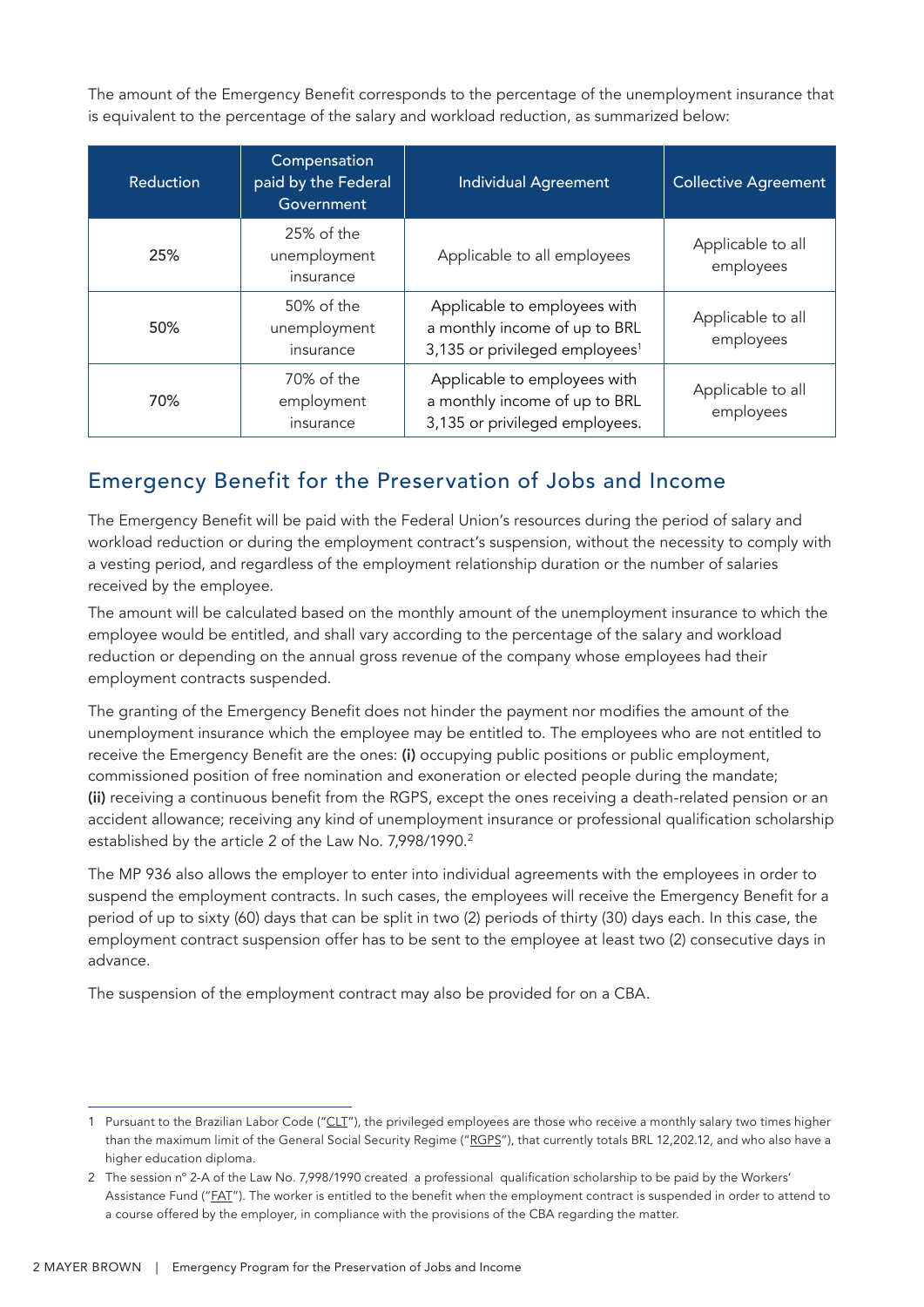The amount of the Emergency Benefit corresponds to the percentage of the unemployment insurance that is equivalent to the percentage of the salary and workload reduction, as summarized below:

| Reduction | Compensation paid by the Federal Government | Individual Agreement | Collective Agreement |
|---|---|---|---|
| 25% | 25% of the unemployment insurance | Applicable to all employees | Applicable to all employees |
| 50% | 50% of the unemployment insurance | Applicable to employees with a monthly income of up to BRL 3,135 or privileged employees[1] | Applicable to all employees |
| 70% | 70% of the employment insurance | Applicable to employees with a monthly income of up to BRL 3,135 or privileged employees. | Applicable to all employees |

## Emergency Benefit for the Preservation of Jobs and Income

The Emergency Benefit will be paid with the Federal Union's resources during the period of salary and workload reduction or during the employment contract's suspension, without the necessity to comply with a vesting period, and regardless of the employment relationship duration or the number of salaries received by the employee.

The amount will be calculated based on the monthly amount of the unemployment insurance to which the employee would be entitled, and shall vary according to the percentage of the salary and workload reduction or depending on the annual gross revenue of the company whose employees had their employment contracts suspended.

The granting of the Emergency Benefit does not hinder the payment nor modifies the amount of the unemployment insurance which the employee may be entitled to. The employees who are not entitled to receive the Emergency Benefit are the ones: **(i)** occupying public positions or public employment, commissioned position of free nomination and exoneration or elected people during the mandate; **(ii)** receiving a continuous benefit from the RGPS, except the ones receiving a death-related pension or an accident allowance; receiving any kind of unemployment insurance or professional qualification scholarship established by the article 2 of the Law No. 7,998/1990.[2]

The MP 936 also allows the employer to enter into individual agreements with the employees in order to suspend the employment contracts. In such cases, the employees will receive the Emergency Benefit for a period of up to sixty (60) days that can be split in two (2) periods of thirty (30) days each. In this case, the employment contract suspension offer has to be sent to the employee at least two (2) consecutive days in advance.

The suspension of the employment contract may also be provided for on a CBA.

---

1 Pursuant to the Brazilian Labor Code ("CLT"), the privileged employees are those who receive a monthly salary two times higher than the maximum limit of the General Social Security Regime ("RGPS"), that currently totals BRL 12,202.12, and who also have a higher education diploma.

2 The session nº 2-A of the Law No. 7,998/1990 created a professional qualification scholarship to be paid by the Workers' Assistance Fund ("FAT"). The worker is entitled to the benefit when the employment contract is suspended in order to attend to a course offered by the employer, in compliance with the provisions of the CBA regarding the matter.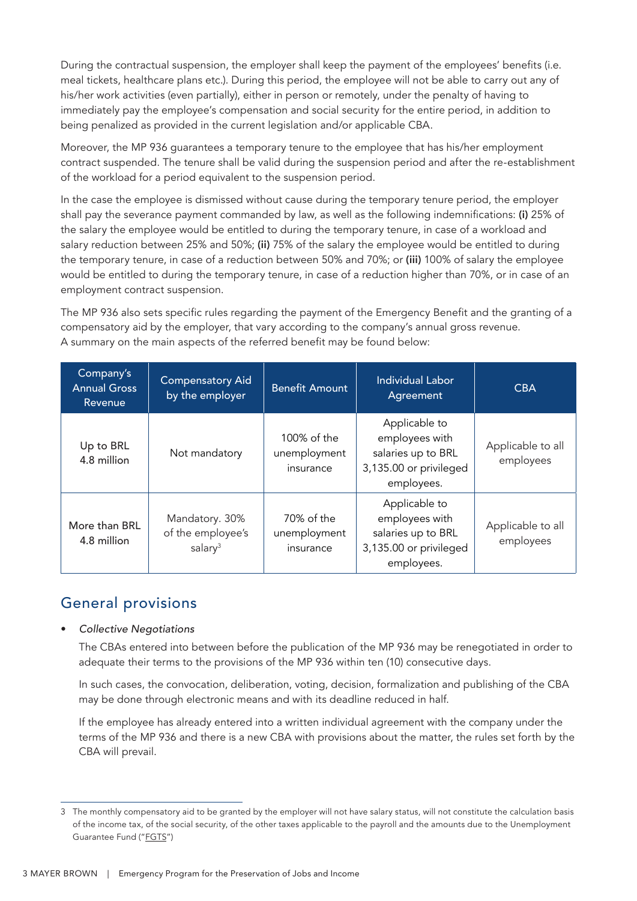During the contractual suspension, the employer shall keep the payment of the employees' benefits (i.e. meal tickets, healthcare plans etc.). During this period, the employee will not be able to carry out any of his/her work activities (even partially), either in person or remotely, under the penalty of having to immediately pay the employee's compensation and social security for the entire period, in addition to being penalized as provided in the current legislation and/or applicable CBA.

Moreover, the MP 936 guarantees a temporary tenure to the employee that has his/her employment contract suspended. The tenure shall be valid during the suspension period and after the re-establishment of the workload for a period equivalent to the suspension period.

In the case the employee is dismissed without cause during the temporary tenure period, the employer shall pay the severance payment commanded by law, as well as the following indemnifications: **(i)** 25% of the salary the employee would be entitled to during the temporary tenure, in case of a workload and salary reduction between 25% and 50%; **(ii)** 75% of the salary the employee would be entitled to during the temporary tenure, in case of a reduction between 50% and 70%; or **(iii)** 100% of salary the employee would be entitled to during the temporary tenure, in case of a reduction higher than 70%, or in case of an employment contract suspension.

The MP 936 also sets specific rules regarding the payment of the Emergency Benefit and the granting of a compensatory aid by the employer, that vary according to the company's annual gross revenue. A summary on the main aspects of the referred benefit may be found below:

| Company's Annual Gross Revenue | Compensatory Aid by the employer | Benefit Amount | Individual Labor Agreement | CBA |
|---|---|---|---|---|
| Up to BRL 4.8 million | Not mandatory | 100% of the unemployment insurance | Applicable to employees with salaries up to BRL 3,135.00 or privileged employees. | Applicable to all employees |
| More than BRL 4.8 million | Mandatory. 30% of the employee's salary[3] | 70% of the unemployment insurance | Applicable to employees with salaries up to BRL 3,135.00 or privileged employees. | Applicable to all employees |

## General provisions

- *Collective Negotiations*

  The CBAs entered into between before the publication of the MP 936 may be renegotiated in order to adequate their terms to the provisions of the MP 936 within ten (10) consecutive days.

  In such cases, the convocation, deliberation, voting, decision, formalization and publishing of the CBA may be done through electronic means and with its deadline reduced in half.

  If the employee has already entered into a written individual agreement with the company under the terms of the MP 936 and there is a new CBA with provisions about the matter, the rules set forth by the CBA will prevail.

---

3 The monthly compensatory aid to be granted by the employer will not have salary status, will not constitute the calculation basis of the income tax, of the social security, of the other taxes applicable to the payroll and the amounts due to the Unemployment Guarantee Fund ("FGTS")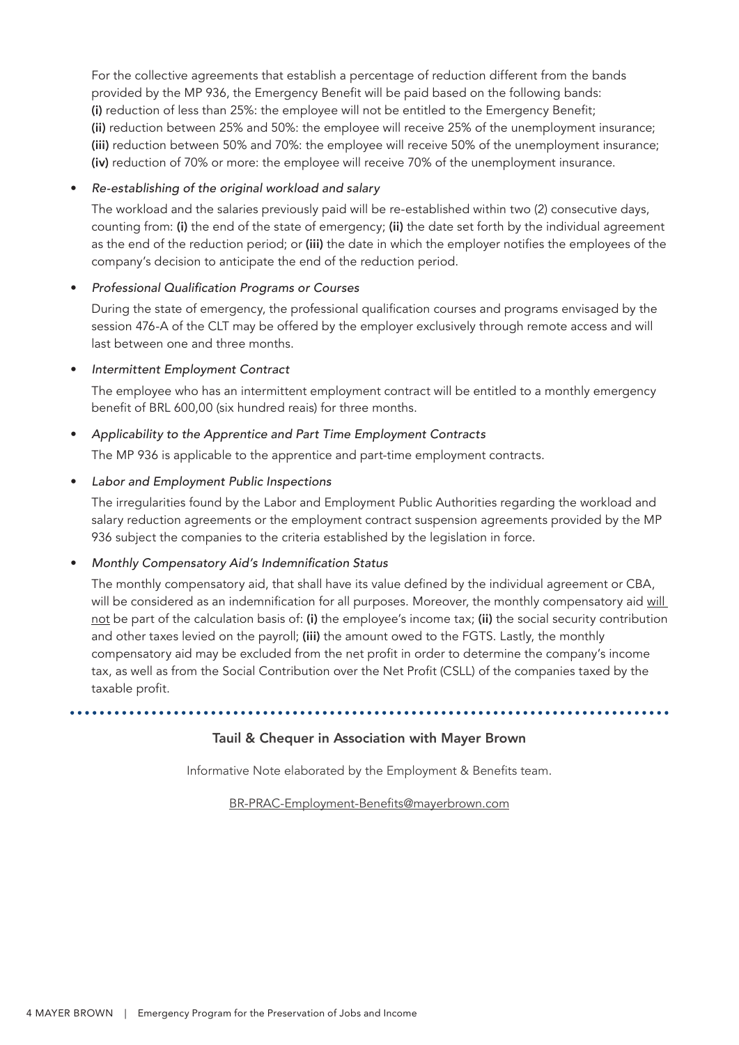For the collective agreements that establish a percentage of reduction different from the bands provided by the MP 936, the Emergency Benefit will be paid based on the following bands: **(i)** reduction of less than 25%: the employee will not be entitled to the Emergency Benefit; **(ii)** reduction between 25% and 50%: the employee will receive 25% of the unemployment insurance; **(iii)** reduction between 50% and 70%: the employee will receive 50% of the unemployment insurance; **(iv)** reduction of 70% or more: the employee will receive 70% of the unemployment insurance.

- *Re-establishing of the original workload and salary*

  The workload and the salaries previously paid will be re-established within two (2) consecutive days, counting from: **(i)** the end of the state of emergency; **(ii)** the date set forth by the individual agreement as the end of the reduction period; or **(iii)** the date in which the employer notifies the employees of the company's decision to anticipate the end of the reduction period.

- *Professional Qualification Programs or Courses*

  During the state of emergency, the professional qualification courses and programs envisaged by the session 476-A of the CLT may be offered by the employer exclusively through remote access and will last between one and three months.

- *Intermittent Employment Contract*

  The employee who has an intermittent employment contract will be entitled to a monthly emergency benefit of BRL 600,00 (six hundred reais) for three months.

- *Applicability to the Apprentice and Part Time Employment Contracts*

  The MP 936 is applicable to the apprentice and part-time employment contracts.

- *Labor and Employment Public Inspections*

  The irregularities found by the Labor and Employment Public Authorities regarding the workload and salary reduction agreements or the employment contract suspension agreements provided by the MP 936 subject the companies to the criteria established by the legislation in force.

- *Monthly Compensatory Aid's Indemnification Status*

  The monthly compensatory aid, that shall have its value defined by the individual agreement or CBA, will be considered as an indemnification for all purposes. Moreover, the monthly compensatory aid will not be part of the calculation basis of: **(i)** the employee's income tax; **(ii)** the social security contribution and other taxes levied on the payroll; **(iii)** the amount owed to the FGTS. Lastly, the monthly compensatory aid may be excluded from the net profit in order to determine the company's income tax, as well as from the Social Contribution over the Net Profit (CSLL) of the companies taxed by the taxable profit.

---

**Tauil & Chequer in Association with Mayer Brown**

Informative Note elaborated by the Employment & Benefits team.

BR-PRAC-Employment-Benefits@mayerbrown.com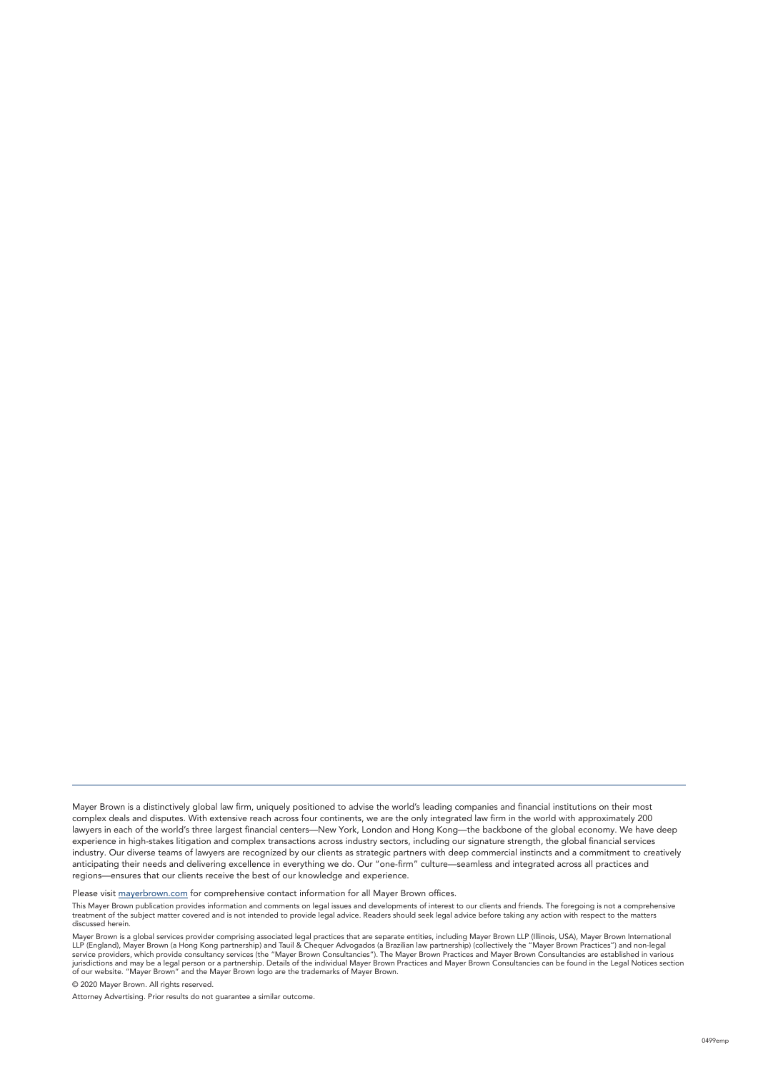Mayer Brown is a distinctively global law firm, uniquely positioned to advise the world's leading companies and financial institutions on their most complex deals and disputes. With extensive reach across four continents, we are the only integrated law firm in the world with approximately 200 lawyers in each of the world's three largest financial centers—New York, London and Hong Kong—the backbone of the global economy. We have deep experience in high-stakes litigation and complex transactions across industry sectors, including our signature strength, the global financial services industry. Our diverse teams of lawyers are recognized by our clients as strategic partners with deep commercial instincts and a commitment to creatively anticipating their needs and delivering excellence in everything we do. Our "one-firm" culture—seamless and integrated across all practices and regions—ensures that our clients receive the best of our knowledge and experience.

Please visit mayerbrown.com for comprehensive contact information for all Mayer Brown offices.

This Mayer Brown publication provides information and comments on legal issues and developments of interest to our clients and friends. The foregoing is not a comprehensive treatment of the subject matter covered and is not intended to provide legal advice. Readers should seek legal advice before taking any action with respect to the matters discussed herein.

Mayer Brown is a global services provider comprising associated legal practices that are separate entities, including Mayer Brown LLP (Illinois, USA), Mayer Brown International LLP (England), Mayer Brown (a Hong Kong partnership) and Tauil & Chequer Advogados (a Brazilian law partnership) (collectively the "Mayer Brown Practices") and non-legal service providers, which provide consultancy services (the "Mayer Brown Consultancies"). The Mayer Brown Practices and Mayer Brown Consultancies are established in various jurisdictions and may be a legal person or a partnership. Details of the individual Mayer Brown Practices and Mayer Brown Consultancies can be found in the Legal Notices section of our website. "Mayer Brown" and the Mayer Brown logo are the trademarks of Mayer Brown.

© 2020 Mayer Brown. All rights reserved.

Attorney Advertising. Prior results do not guarantee a similar outcome.

0499emp